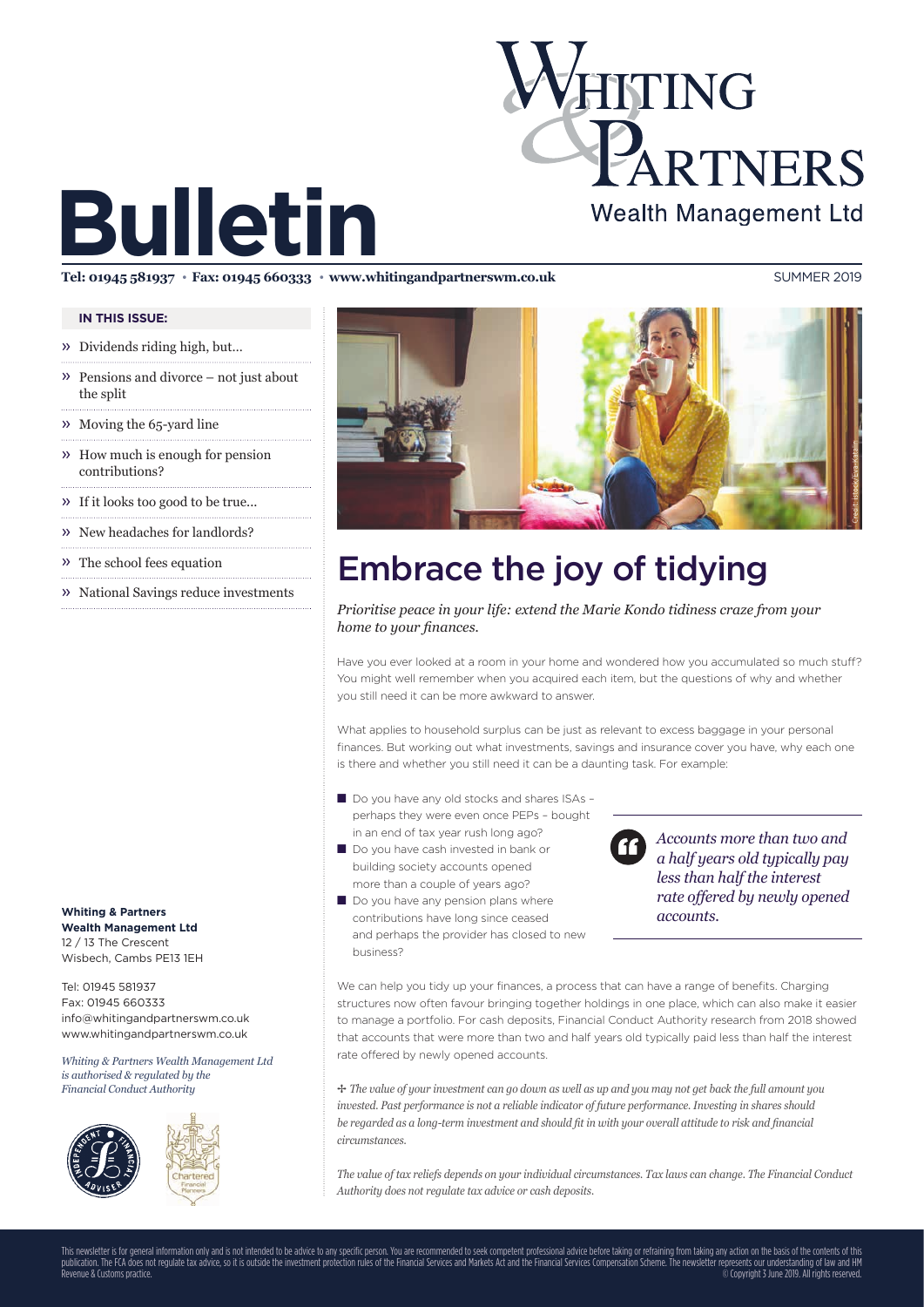# Bulletin

**Whiting & Partners Wealth Management Ltd**

**Tel: 01945 581937 • Fax: 01945 660333 • www.whitingandpartnerswm.co.uk**

SUMMER 2019

**IN THIS ISSUE:**

- » Dividends riding high, but...
- » Pensions and divorce – not just about the split
- » Moving the 65-yard line
- » How much is enough for pension contributions?
- » If it looks too good to be true...
- » New headaches for landlords?
- » The school fees equation
- » National Savings reduce investments

**Whiting & Partners Wealth Management Ltd**
12 / 13 The Crescent
Wisbech, Cambs PE13 1EH

Tel: 01945 581937
Fax: 01945 660333
info@whitingandpartnerswm.co.uk
www.whitingandpartnerswm.co.uk

*Whiting & Partners Wealth Management Ltd is authorised & regulated by the Financial Conduct Authority*

## Embrace the joy of tidying

*Prioritise peace in your life: extend the Marie Kondo tidiness craze from your home to your finances.*

Have you ever looked at a room in your home and wondered how you accumulated so much stuff? You might well remember when you acquired each item, but the questions of why and whether you still need it can be more awkward to answer.

What applies to household surplus can be just as relevant to excess baggage in your personal finances. But working out what investments, savings and insurance cover you have, why each one is there and whether you still need it can be a daunting task. For example:

- Do you have any old stocks and shares ISAs – perhaps they were even once PEPs – bought in an end of tax year rush long ago?
- Do you have cash invested in bank or building society accounts opened more than a couple of years ago?
- Do you have any pension plans where contributions have long since ceased and perhaps the provider has closed to new business?

> *Accounts more than two and a half years old typically pay less than half the interest rate offered by newly opened accounts.*

We can help you tidy up your finances, a process that can have a range of benefits. Charging structures now often favour bringing together holdings in one place, which can also make it easier to manage a portfolio. For cash deposits, Financial Conduct Authority research from 2018 showed that accounts that were more than two and half years old typically paid less than half the interest rate offered by newly opened accounts.

✢ *The value of your investment can go down as well as up and you may not get back the full amount you invested. Past performance is not a reliable indicator of future performance. Investing in shares should be regarded as a long-term investment and should fit in with your overall attitude to risk and financial circumstances.*

*The value of tax reliefs depends on your individual circumstances. Tax laws can change. The Financial Conduct Authority does not regulate tax advice or cash deposits.*

This newsletter is for general information only and is not intended to be advice to any specific person. You are recommended to seek competent professional advice before taking or refraining from taking any action on the basis of the contents of this publication. The FCA does not regulate tax advice, so it is outside the investment protection rules of the Financial Services and Markets Act and the Financial Services Compensation Scheme. The newsletter represents our understanding of law and HM Revenue & Customs practice. © Copyright 3 June 2019. All rights reserved.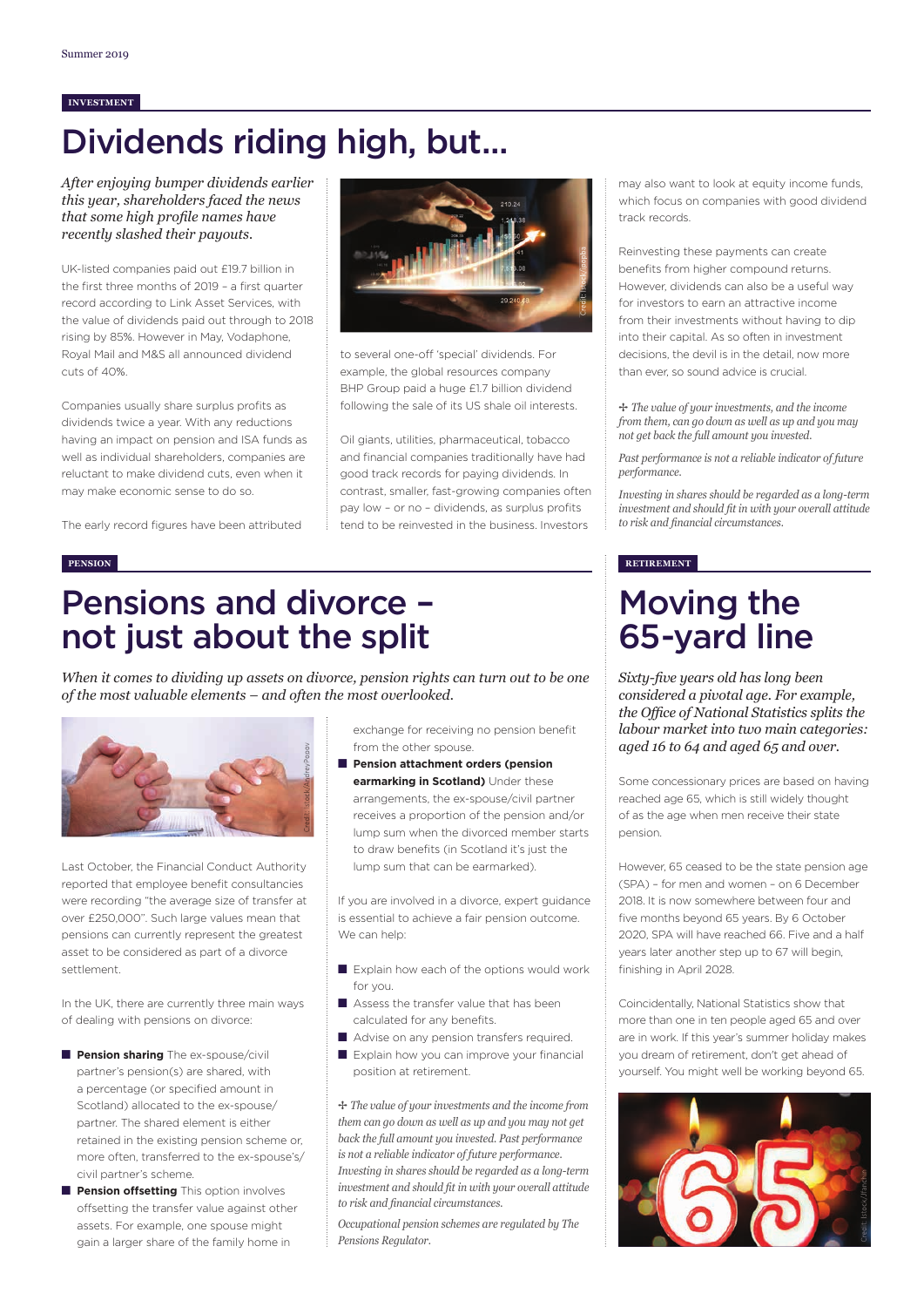INVESTMENT

# Dividends riding high, but...

*After enjoying bumper dividends earlier this year, shareholders faced the news that some high profile names have recently slashed their payouts.*

UK-listed companies paid out £19.7 billion in the first three months of 2019 – a first quarter record according to Link Asset Services, with the value of dividends paid out through to 2018 rising by 85%. However in May, Vodaphone, Royal Mail and M&S all announced dividend cuts of 40%.

Companies usually share surplus profits as dividends twice a year. With any reductions having an impact on pension and ISA funds as well as individual shareholders, companies are reluctant to make dividend cuts, even when it may make economic sense to do so.

The early record figures have been attributed to several one-off 'special' dividends. For example, the global resources company BHP Group paid a huge £1.7 billion dividend following the sale of its US shale oil interests.

Oil giants, utilities, pharmaceutical, tobacco and financial companies traditionally have had good track records for paying dividends. In contrast, smaller, fast-growing companies often pay low – or no – dividends, as surplus profits tend to be reinvested in the business. Investors may also want to look at equity income funds, which focus on companies with good dividend track records.

Reinvesting these payments can create benefits from higher compound returns. However, dividends can also be a useful way for investors to earn an attractive income from their investments without having to dip into their capital. As so often in investment decisions, the devil is in the detail, now more than ever, so sound advice is crucial.

✣ *The value of your investments, and the income from them, can go down as well as up and you may not get back the full amount you invested.*

*Past performance is not a reliable indicator of future performance.*

*Investing in shares should be regarded as a long-term investment and should fit in with your overall attitude to risk and financial circumstances.*

PENSION

# Pensions and divorce – not just about the split

*When it comes to dividing up assets on divorce, pension rights can turn out to be one of the most valuable elements – and often the most overlooked.*

Last October, the Financial Conduct Authority reported that employee benefit consultancies were recording "the average size of transfer at over £250,000". Such large values mean that pensions can currently represent the greatest asset to be considered as part of a divorce settlement.

In the UK, there are currently three main ways of dealing with pensions on divorce:

- **Pension sharing** The ex-spouse/civil partner's pension(s) are shared, with a percentage (or specified amount in Scotland) allocated to the ex-spouse/partner. The shared element is either retained in the existing pension scheme or, more often, transferred to the ex-spouse's/civil partner's scheme.
- **Pension offsetting** This option involves offsetting the transfer value against other assets. For example, one spouse might gain a larger share of the family home in exchange for receiving no pension benefit from the other spouse.
- **Pension attachment orders (pension earmarking in Scotland)** Under these arrangements, the ex-spouse/civil partner receives a proportion of the pension and/or lump sum when the divorced member starts to draw benefits (in Scotland it's just the lump sum that can be earmarked).

If you are involved in a divorce, expert guidance is essential to achieve a fair pension outcome. We can help:

- Explain how each of the options would work for you.
- Assess the transfer value that has been calculated for any benefits.
- Advise on any pension transfers required.
- Explain how you can improve your financial position at retirement.

✣ *The value of your investments and the income from them can go down as well as up and you may not get back the full amount you invested. Past performance is not a reliable indicator of future performance. Investing in shares should be regarded as a long-term investment and should fit in with your overall attitude to risk and financial circumstances.*

*Occupational pension schemes are regulated by The Pensions Regulator.*

RETIREMENT

# Moving the 65-yard line

*Sixty-five years old has long been considered a pivotal age. For example, the Office of National Statistics splits the labour market into two main categories: aged 16 to 64 and aged 65 and over.*

Some concessionary prices are based on having reached age 65, which is still widely thought of as the age when men receive their state pension.

However, 65 ceased to be the state pension age (SPA) – for men and women – on 6 December 2018. It is now somewhere between four and five months beyond 65 years. By 6 October 2020, SPA will have reached 66. Five and a half years later another step up to 67 will begin, finishing in April 2028.

Coincidentally, National Statistics show that more than one in ten people aged 65 and over are in work. If this year's summer holiday makes you dream of retirement, don't get ahead of yourself. You might well be working beyond 65.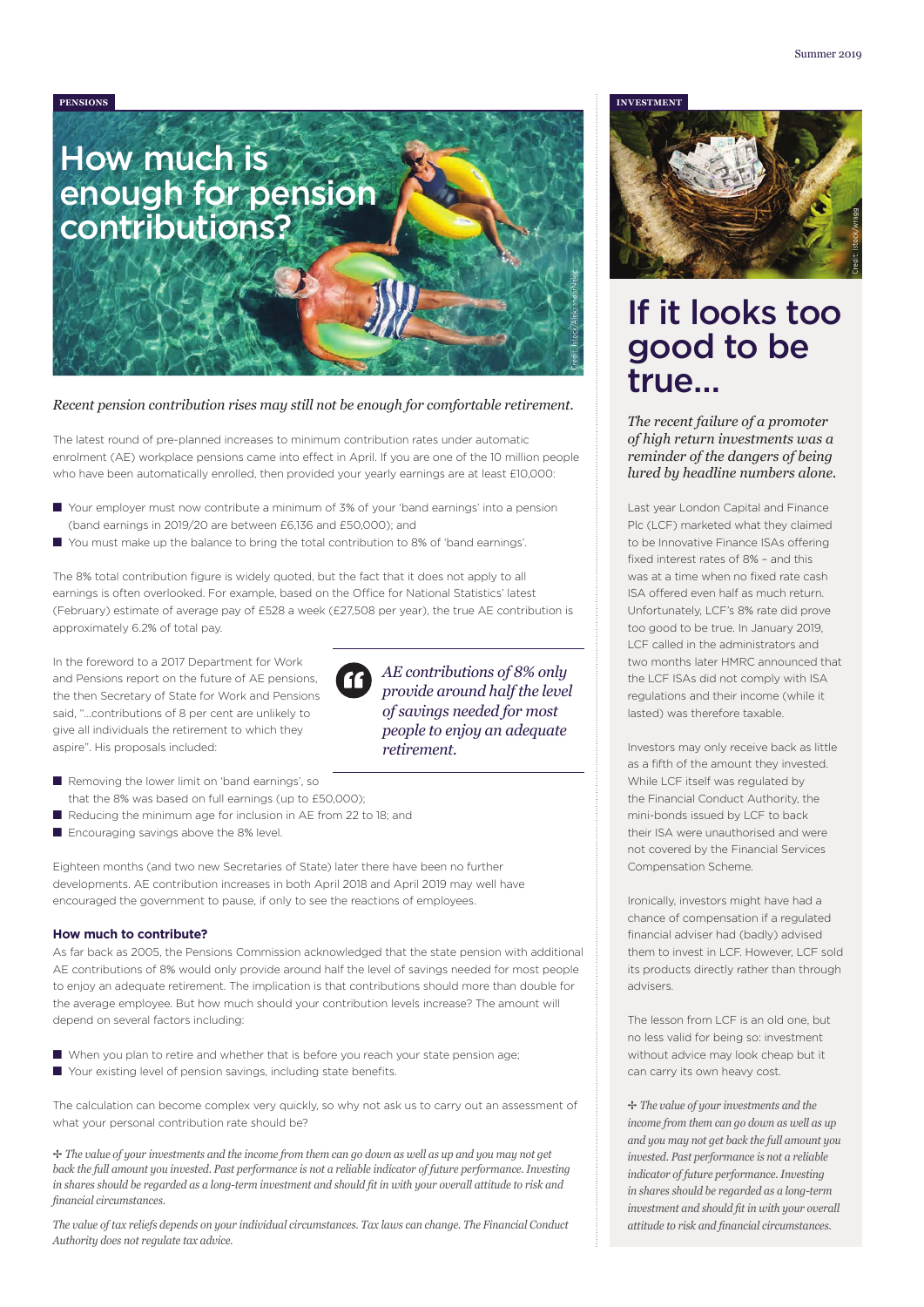PENSIONS

# How much is enough for pension contributions?

*Recent pension contribution rises may still not be enough for comfortable retirement.*

The latest round of pre-planned increases to minimum contribution rates under automatic enrolment (AE) workplace pensions came into effect in April. If you are one of the 10 million people who have been automatically enrolled, then provided your yearly earnings are at least £10,000:

- Your employer must now contribute a minimum of 3% of your 'band earnings' into a pension (band earnings in 2019/20 are between £6,136 and £50,000); and
- You must make up the balance to bring the total contribution to 8% of 'band earnings'.

The 8% total contribution figure is widely quoted, but the fact that it does not apply to all earnings is often overlooked. For example, based on the Office for National Statistics' latest (February) estimate of average pay of £528 a week (£27,508 per year), the true AE contribution is approximately 6.2% of total pay.

In the foreword to a 2017 Department for Work and Pensions report on the future of AE pensions, the then Secretary of State for Work and Pensions said, "...contributions of 8 per cent are unlikely to give all individuals the retirement to which they aspire". His proposals included:

> *AE contributions of 8% only provide around half the level of savings needed for most people to enjoy an adequate retirement.*

- Removing the lower limit on 'band earnings', so that the 8% was based on full earnings (up to £50,000);
- Reducing the minimum age for inclusion in AE from 22 to 18; and
- Encouraging savings above the 8% level.

Eighteen months (and two new Secretaries of State) later there have been no further developments. AE contribution increases in both April 2018 and April 2019 may well have encouraged the government to pause, if only to see the reactions of employees.

### How much to contribute?

As far back as 2005, the Pensions Commission acknowledged that the state pension with additional AE contributions of 8% would only provide around half the level of savings needed for most people to enjoy an adequate retirement. The implication is that contributions should more than double for the average employee. But how much should your contribution levels increase? The amount will depend on several factors including:

- When you plan to retire and whether that is before you reach your state pension age;
- Your existing level of pension savings, including state benefits.

The calculation can become complex very quickly, so why not ask us to carry out an assessment of what your personal contribution rate should be?

✢ *The value of your investments and the income from them can go down as well as up and you may not get back the full amount you invested. Past performance is not a reliable indicator of future performance. Investing in shares should be regarded as a long-term investment and should fit in with your overall attitude to risk and financial circumstances.*

*The value of tax reliefs depends on your individual circumstances. Tax laws can change. The Financial Conduct Authority does not regulate tax advice.*

INVESTMENT

# If it looks too good to be true...

*The recent failure of a promoter of high return investments was a reminder of the dangers of being lured by headline numbers alone.*

Last year London Capital and Finance Plc (LCF) marketed what they claimed to be Innovative Finance ISAs offering fixed interest rates of 8% – and this was at a time when no fixed rate cash ISA offered even half as much return. Unfortunately, LCF's 8% rate did prove too good to be true. In January 2019, LCF called in the administrators and two months later HMRC announced that the LCF ISAs did not comply with ISA regulations and their income (while it lasted) was therefore taxable.

Investors may only receive back as little as a fifth of the amount they invested. While LCF itself was regulated by the Financial Conduct Authority, the mini-bonds issued by LCF to back their ISA were unauthorised and were not covered by the Financial Services Compensation Scheme.

Ironically, investors might have had a chance of compensation if a regulated financial adviser had (badly) advised them to invest in LCF. However, LCF sold its products directly rather than through advisers.

The lesson from LCF is an old one, but no less valid for being so: investment without advice may look cheap but it can carry its own heavy cost.

✢ *The value of your investments and the income from them can go down as well as up and you may not get back the full amount you invested. Past performance is not a reliable indicator of future performance. Investing in shares should be regarded as a long-term investment and should fit in with your overall attitude to risk and financial circumstances.*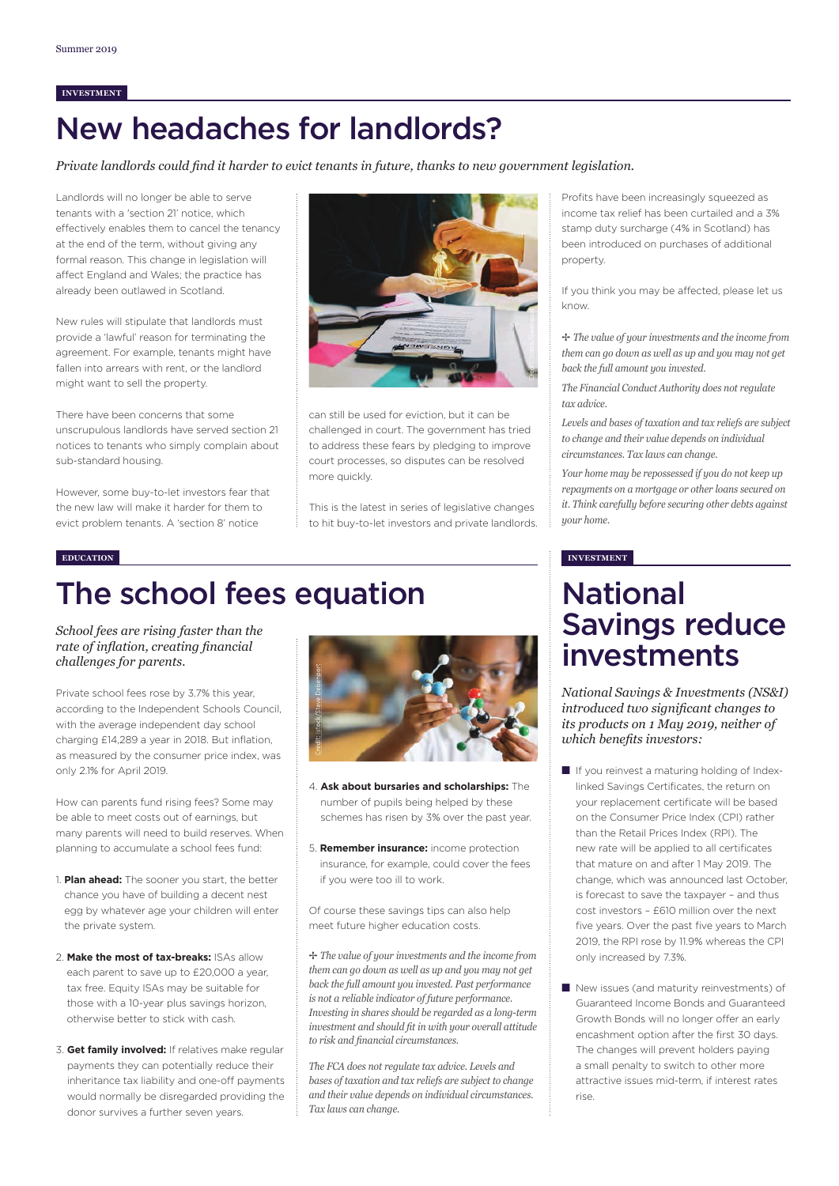INVESTMENT

# New headaches for landlords?

*Private landlords could find it harder to evict tenants in future, thanks to new government legislation.*

Landlords will no longer be able to serve tenants with a 'section 21' notice, which effectively enables them to cancel the tenancy at the end of the term, without giving any formal reason. This change in legislation will affect England and Wales; the practice has already been outlawed in Scotland.

New rules will stipulate that landlords must provide a 'lawful' reason for terminating the agreement. For example, tenants might have fallen into arrears with rent, or the landlord might want to sell the property.

There have been concerns that some unscrupulous landlords have served section 21 notices to tenants who simply complain about sub-standard housing.

However, some buy-to-let investors fear that the new law will make it harder for them to evict problem tenants. A 'section 8' notice can still be used for eviction, but it can be challenged in court. The government has tried to address these fears by pledging to improve court processes, so disputes can be resolved more quickly.

This is the latest in series of legislative changes to hit buy-to-let investors and private landlords. Profits have been increasingly squeezed as income tax relief has been curtailed and a 3% stamp duty surcharge (4% in Scotland) has been introduced on purchases of additional property.

If you think you may be affected, please let us know.

✣ *The value of your investments and the income from them can go down as well as up and you may not get back the full amount you invested.*

*The Financial Conduct Authority does not regulate tax advice.*

*Levels and bases of taxation and tax reliefs are subject to change and their value depends on individual circumstances. Tax laws can change.*

*Your home may be repossessed if you do not keep up repayments on a mortgage or other loans secured on it. Think carefully before securing other debts against your home.*

EDUCATION

# The school fees equation

*School fees are rising faster than the rate of inflation, creating financial challenges for parents.*

Private school fees rose by 3.7% this year, according to the Independent Schools Council, with the average independent day school charging £14,289 a year in 2018. But inflation, as measured by the consumer price index, was only 2.1% for April 2019.

How can parents fund rising fees? Some may be able to meet costs out of earnings, but many parents will need to build reserves. When planning to accumulate a school fees fund:

1. **Plan ahead:** The sooner you start, the better chance you have of building a decent nest egg by whatever age your children will enter the private system.
2. **Make the most of tax-breaks:** ISAs allow each parent to save up to £20,000 a year, tax free. Equity ISAs may be suitable for those with a 10-year plus savings horizon, otherwise better to stick with cash.
3. **Get family involved:** If relatives make regular payments they can potentially reduce their inheritance tax liability and one-off payments would normally be disregarded providing the donor survives a further seven years.
4. **Ask about bursaries and scholarships:** The number of pupils being helped by these schemes has risen by 3% over the past year.
5. **Remember insurance:** income protection insurance, for example, could cover the fees if you were too ill to work.

Credit: istock/Steve Debenport

Of course these savings tips can also help meet future higher education costs.

✣ *The value of your investments and the income from them can go down as well as up and you may not get back the full amount you invested. Past performance is not a reliable indicator of future performance. Investing in shares should be regarded as a long-term investment and should fit in with your overall attitude to risk and financial circumstances.*

*The FCA does not regulate tax advice. Levels and bases of taxation and tax reliefs are subject to change and their value depends on individual circumstances. Tax laws can change.*

INVESTMENT

# National Savings reduce investments

*National Savings & Investments (NS&I) introduced two significant changes to its products on 1 May 2019, neither of which benefits investors:*

- If you reinvest a maturing holding of Index-linked Savings Certificates, the return on your replacement certificate will be based on the Consumer Price Index (CPI) rather than the Retail Prices Index (RPI). The new rate will be applied to all certificates that mature on and after 1 May 2019. The change, which was announced last October, is forecast to save the taxpayer – and thus cost investors – £610 million over the next five years. Over the past five years to March 2019, the RPI rose by 11.9% whereas the CPI only increased by 7.3%.
- New issues (and maturity reinvestments) of Guaranteed Income Bonds and Guaranteed Growth Bonds will no longer offer an early encashment option after the first 30 days. The changes will prevent holders paying a small penalty to switch to other more attractive issues mid-term, if interest rates rise.